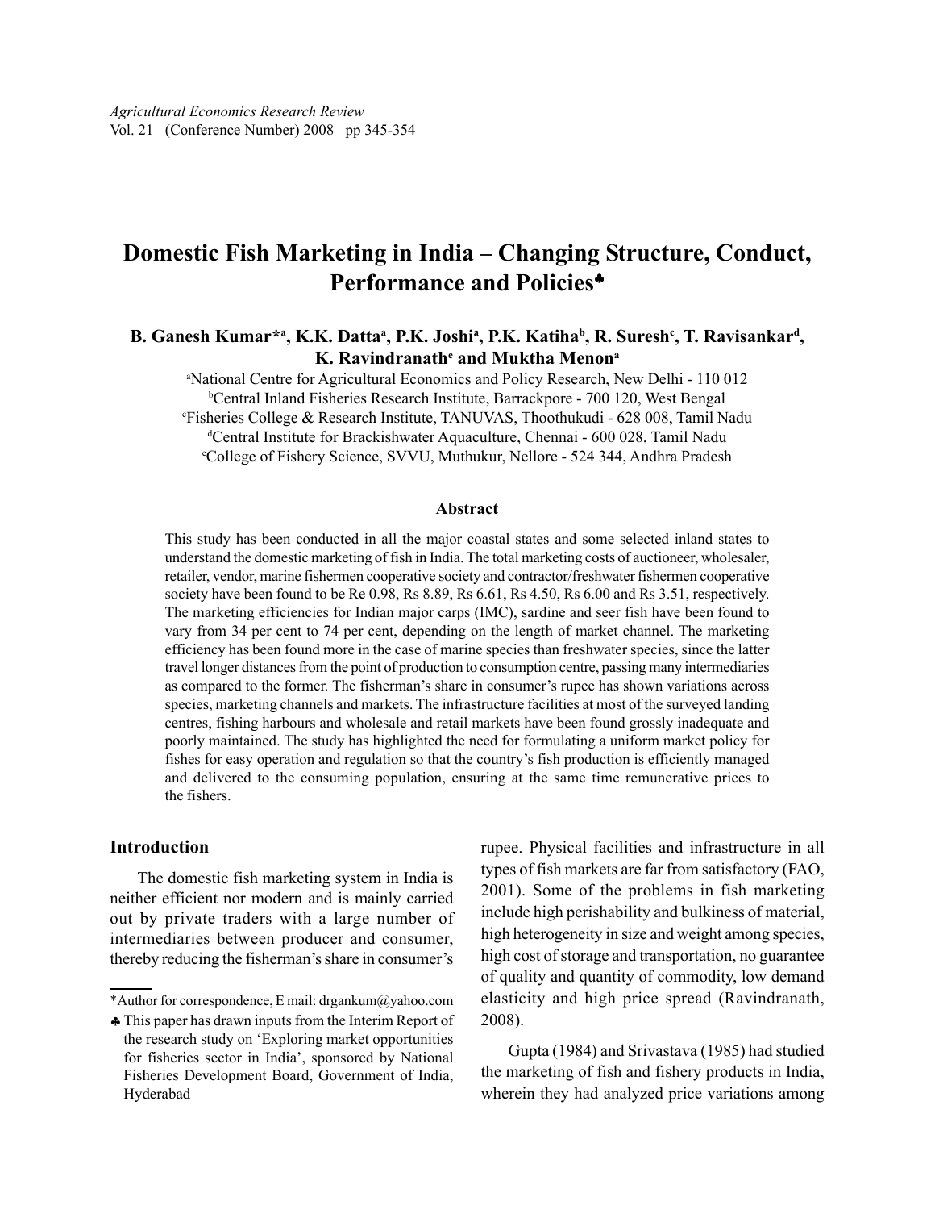# Domestic Fish Marketing in India – Changing Structure, Conduct, Performance and Policies♣

**B. Ganesh Kumar*[a], K.K. Datta[a], P.K. Joshi[a], P.K. Katiha[b], R. Suresh[c], T. Ravisankar[d], K. Ravindranath[e] and Muktha Menon[a]**

[a]National Centre for Agricultural Economics and Policy Research, New Delhi - 110 012
[b]Central Inland Fisheries Research Institute, Barrackpore - 700 120, West Bengal
[c]Fisheries College & Research Institute, TANUVAS, Thoothukudi - 628 008, Tamil Nadu
[d]Central Institute for Brackishwater Aquaculture, Chennai - 600 028, Tamil Nadu
[e]College of Fishery Science, SVVU, Muthukur, Nellore - 524 344, Andhra Pradesh

## Abstract

This study has been conducted in all the major coastal states and some selected inland states to understand the domestic marketing of fish in India. The total marketing costs of auctioneer, wholesaler, retailer, vendor, marine fishermen cooperative society and contractor/freshwater fishermen cooperative society have been found to be Re 0.98, Rs 8.89, Rs 6.61, Rs 4.50, Rs 6.00 and Rs 3.51, respectively. The marketing efficiencies for Indian major carps (IMC), sardine and seer fish have been found to vary from 34 per cent to 74 per cent, depending on the length of market channel. The marketing efficiency has been found more in the case of marine species than freshwater species, since the latter travel longer distances from the point of production to consumption centre, passing many intermediaries as compared to the former. The fisherman's share in consumer's rupee has shown variations across species, marketing channels and markets. The infrastructure facilities at most of the surveyed landing centres, fishing harbours and wholesale and retail markets have been found grossly inadequate and poorly maintained. The study has highlighted the need for formulating a uniform market policy for fishes for easy operation and regulation so that the country's fish production is efficiently managed and delivered to the consuming population, ensuring at the same time remunerative prices to the fishers.

## Introduction

The domestic fish marketing system in India is neither efficient nor modern and is mainly carried out by private traders with a large number of intermediaries between producer and consumer, thereby reducing the fisherman's share in consumer's rupee. Physical facilities and infrastructure in all types of fish markets are far from satisfactory (FAO, 2001). Some of the problems in fish marketing include high perishability and bulkiness of material, high heterogeneity in size and weight among species, high cost of storage and transportation, no guarantee of quality and quantity of commodity, low demand elasticity and high price spread (Ravindranath, 2008).

Gupta (1984) and Srivastava (1985) had studied the marketing of fish and fishery products in India, wherein they had analyzed price variations among

---

*Author for correspondence, E mail: drgankum@yahoo.com

♣ This paper has drawn inputs from the Interim Report of the research study on 'Exploring market opportunities for fisheries sector in India', sponsored by National Fisheries Development Board, Government of India, Hyderabad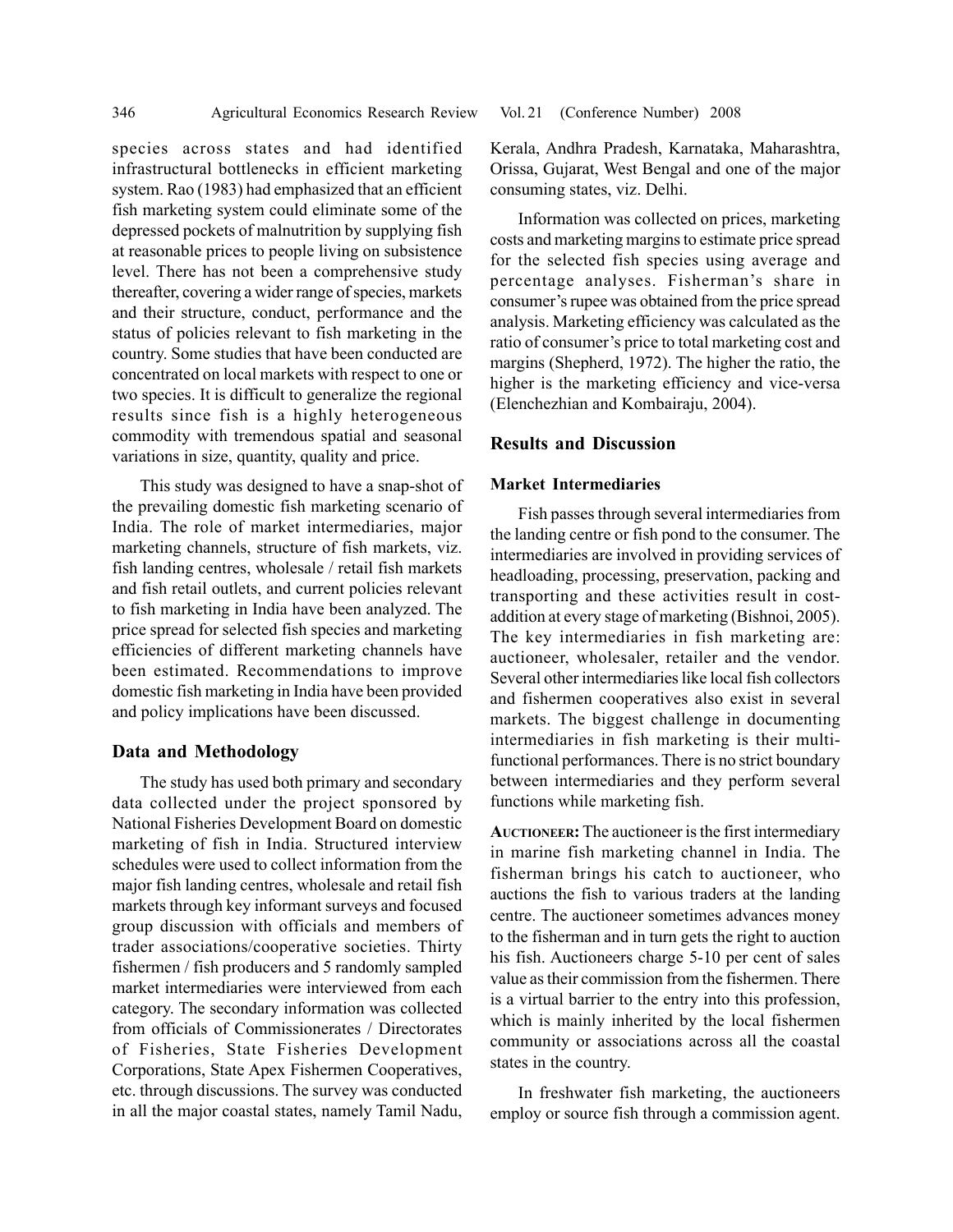species across states and had identified infrastructural bottlenecks in efficient marketing system. Rao (1983) had emphasized that an efficient fish marketing system could eliminate some of the depressed pockets of malnutrition by supplying fish at reasonable prices to people living on subsistence level. There has not been a comprehensive study thereafter, covering a wider range of species, markets and their structure, conduct, performance and the status of policies relevant to fish marketing in the country. Some studies that have been conducted are concentrated on local markets with respect to one or two species. It is difficult to generalize the regional results since fish is a highly heterogeneous commodity with tremendous spatial and seasonal variations in size, quantity, quality and price.

This study was designed to have a snap-shot of the prevailing domestic fish marketing scenario of India. The role of market intermediaries, major marketing channels, structure of fish markets, viz. fish landing centres, wholesale / retail fish markets and fish retail outlets, and current policies relevant to fish marketing in India have been analyzed. The price spread for selected fish species and marketing efficiencies of different marketing channels have been estimated. Recommendations to improve domestic fish marketing in India have been provided and policy implications have been discussed.

## Data and Methodology

The study has used both primary and secondary data collected under the project sponsored by National Fisheries Development Board on domestic marketing of fish in India. Structured interview schedules were used to collect information from the major fish landing centres, wholesale and retail fish markets through key informant surveys and focused group discussion with officials and members of trader associations/cooperative societies. Thirty fishermen / fish producers and 5 randomly sampled market intermediaries were interviewed from each category. The secondary information was collected from officials of Commissionerates / Directorates of Fisheries, State Fisheries Development Corporations, State Apex Fishermen Cooperatives, etc. through discussions. The survey was conducted in all the major coastal states, namely Tamil Nadu, Kerala, Andhra Pradesh, Karnataka, Maharashtra, Orissa, Gujarat, West Bengal and one of the major consuming states, viz. Delhi.

Information was collected on prices, marketing costs and marketing margins to estimate price spread for the selected fish species using average and percentage analyses. Fisherman's share in consumer's rupee was obtained from the price spread analysis. Marketing efficiency was calculated as the ratio of consumer's price to total marketing cost and margins (Shepherd, 1972). The higher the ratio, the higher is the marketing efficiency and vice-versa (Elenchezhian and Kombairaju, 2004).

## Results and Discussion

### Market Intermediaries

Fish passes through several intermediaries from the landing centre or fish pond to the consumer. The intermediaries are involved in providing services of headloading, processing, preservation, packing and transporting and these activities result in cost-addition at every stage of marketing (Bishnoi, 2005). The key intermediaries in fish marketing are: auctioneer, wholesaler, retailer and the vendor. Several other intermediaries like local fish collectors and fishermen cooperatives also exist in several markets. The biggest challenge in documenting intermediaries in fish marketing is their multi-functional performances. There is no strict boundary between intermediaries and they perform several functions while marketing fish.

**Auctioneer:** The auctioneer is the first intermediary in marine fish marketing channel in India. The fisherman brings his catch to auctioneer, who auctions the fish to various traders at the landing centre. The auctioneer sometimes advances money to the fisherman and in turn gets the right to auction his fish. Auctioneers charge 5-10 per cent of sales value as their commission from the fishermen. There is a virtual barrier to the entry into this profession, which is mainly inherited by the local fishermen community or associations across all the coastal states in the country.

In freshwater fish marketing, the auctioneers employ or source fish through a commission agent.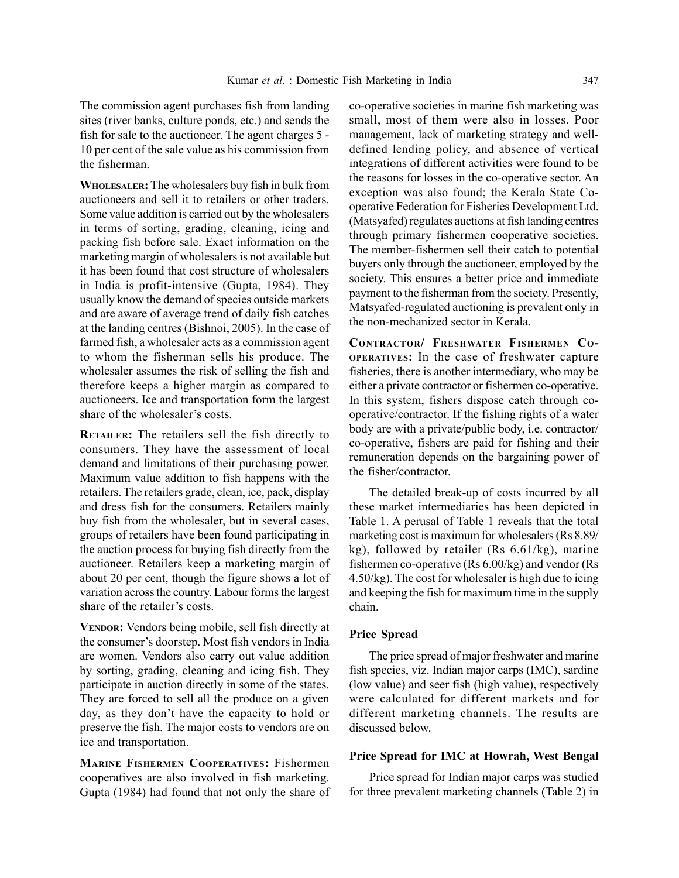The commission agent purchases fish from landing sites (river banks, culture ponds, etc.) and sends the fish for sale to the auctioneer. The agent charges 5 - 10 per cent of the sale value as his commission from the fisherman.

**Wholesaler:** The wholesalers buy fish in bulk from auctioneers and sell it to retailers or other traders. Some value addition is carried out by the wholesalers in terms of sorting, grading, cleaning, icing and packing fish before sale. Exact information on the marketing margin of wholesalers is not available but it has been found that cost structure of wholesalers in India is profit-intensive (Gupta, 1984). They usually know the demand of species outside markets and are aware of average trend of daily fish catches at the landing centres (Bishnoi, 2005). In the case of farmed fish, a wholesaler acts as a commission agent to whom the fisherman sells his produce. The wholesaler assumes the risk of selling the fish and therefore keeps a higher margin as compared to auctioneers. Ice and transportation form the largest share of the wholesaler's costs.

**Retailer:** The retailers sell the fish directly to consumers. They have the assessment of local demand and limitations of their purchasing power. Maximum value addition to fish happens with the retailers. The retailers grade, clean, ice, pack, display and dress fish for the consumers. Retailers mainly buy fish from the wholesaler, but in several cases, groups of retailers have been found participating in the auction process for buying fish directly from the auctioneer. Retailers keep a marketing margin of about 20 per cent, though the figure shows a lot of variation across the country. Labour forms the largest share of the retailer's costs.

**Vendor:** Vendors being mobile, sell fish directly at the consumer's doorstep. Most fish vendors in India are women. Vendors also carry out value addition by sorting, grading, cleaning and icing fish. They participate in auction directly in some of the states. They are forced to sell all the produce on a given day, as they don't have the capacity to hold or preserve the fish. The major costs to vendors are on ice and transportation.

**Marine Fishermen Cooperatives:** Fishermen cooperatives are also involved in fish marketing. Gupta (1984) had found that not only the share of co-operative societies in marine fish marketing was small, most of them were also in losses. Poor management, lack of marketing strategy and well-defined lending policy, and absence of vertical integrations of different activities were found to be the reasons for losses in the co-operative sector. An exception was also found; the Kerala State Co-operative Federation for Fisheries Development Ltd. (Matsyafed) regulates auctions at fish landing centres through primary fishermen cooperative societies. The member-fishermen sell their catch to potential buyers only through the auctioneer, employed by the society. This ensures a better price and immediate payment to the fisherman from the society. Presently, Matsyafed-regulated auctioning is prevalent only in the non-mechanized sector in Kerala.

**Contractor/ Freshwater Fishermen Co-operatives:** In the case of freshwater capture fisheries, there is another intermediary, who may be either a private contractor or fishermen co-operative. In this system, fishers dispose catch through co-operative/contractor. If the fishing rights of a water body are with a private/public body, i.e. contractor/ co-operative, fishers are paid for fishing and their remuneration depends on the bargaining power of the fisher/contractor.

The detailed break-up of costs incurred by all these market intermediaries has been depicted in Table 1. A perusal of Table 1 reveals that the total marketing cost is maximum for wholesalers (Rs 8.89/ kg), followed by retailer (Rs 6.61/kg), marine fishermen co-operative (Rs 6.00/kg) and vendor (Rs 4.50/kg). The cost for wholesaler is high due to icing and keeping the fish for maximum time in the supply chain.

### Price Spread

The price spread of major freshwater and marine fish species, viz. Indian major carps (IMC), sardine (low value) and seer fish (high value), respectively were calculated for different markets and for different marketing channels. The results are discussed below.

### Price Spread for IMC at Howrah, West Bengal

Price spread for Indian major carps was studied for three prevalent marketing channels (Table 2) in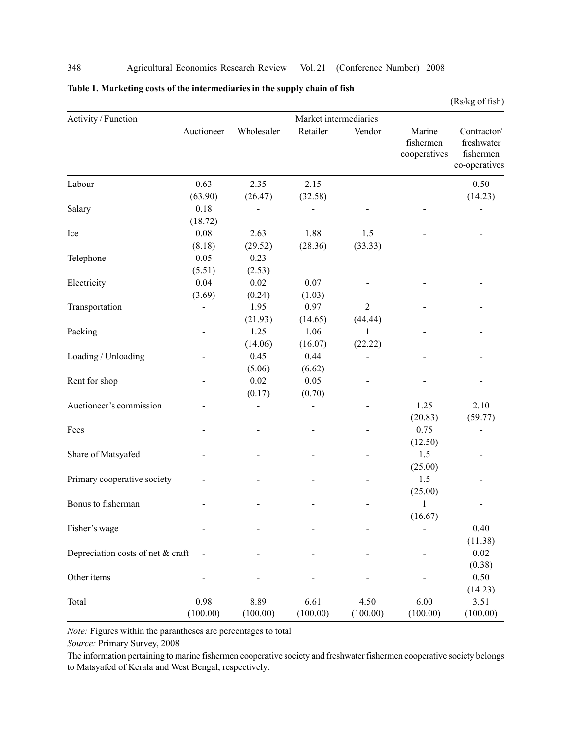**Table 1. Marketing costs of the intermediaries in the supply chain of fish**

(Rs/kg of fish)

| Activity / Function | Market intermediaries | | | | | |
|---|---|---|---|---|---|---|
| | Auctioneer | Wholesaler | Retailer | Vendor | Marine fishermen cooperatives | Contractor/ freshwater fishermen co-operatives |
| Labour | 0.63 (63.90) | 2.35 (26.47) | 2.15 (32.58) | - | - | 0.50 (14.23) |
| Salary | 0.18 (18.72) | - | - | - | - | - |
| Ice | 0.08 (8.18) | 2.63 (29.52) | 1.88 (28.36) | 1.5 (33.33) | - | - |
| Telephone | 0.05 (5.51) | 0.23 (2.53) | - | - | - | - |
| Electricity | 0.04 (3.69) | 0.02 (0.24) | 0.07 (1.03) | - | - | - |
| Transportation | - | 1.95 (21.93) | 0.97 (14.65) | 2 (44.44) | - | - |
| Packing | - | 1.25 (14.06) | 1.06 (16.07) | 1 (22.22) | - | - |
| Loading / Unloading | - | 0.45 (5.06) | 0.44 (6.62) | - | - | - |
| Rent for shop | - | 0.02 (0.17) | 0.05 (0.70) | - | - | - |
| Auctioneer's commission | - | - | - | - | 1.25 (20.83) | 2.10 (59.77) |
| Fees | - | - | - | - | 0.75 (12.50) | - |
| Share of Matsyafed | - | - | - | - | 1.5 (25.00) | - |
| Primary cooperative society | - | - | - | - | 1.5 (25.00) | - |
| Bonus to fisherman | - | - | - | - | 1 (16.67) | - |
| Fisher's wage | - | - | - | - | - | 0.40 (11.38) |
| Depreciation costs of net & craft | - | - | - | - | - | 0.02 (0.38) |
| Other items | - | - | - | - | - | 0.50 (14.23) |
| Total | 0.98 (100.00) | 8.89 (100.00) | 6.61 (100.00) | 4.50 (100.00) | 6.00 (100.00) | 3.51 (100.00) |

*Note:* Figures within the parantheses are percentages to total

*Source:* Primary Survey, 2008

The information pertaining to marine fishermen cooperative society and freshwater fishermen cooperative society belongs to Matsyafed of Kerala and West Bengal, respectively.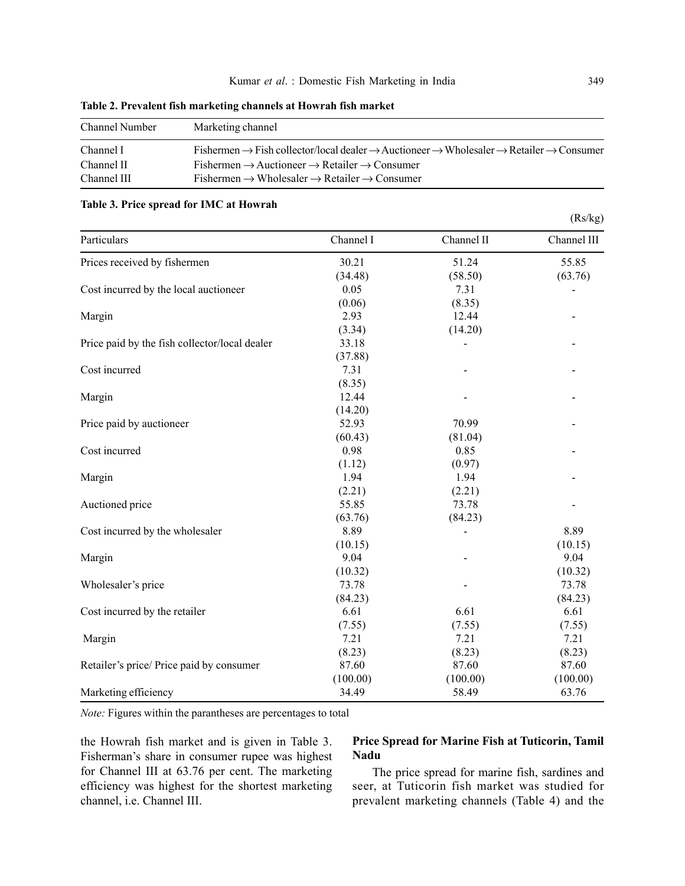**Table 2. Prevalent fish marketing channels at Howrah fish market**

| Channel Number | Marketing channel |
|---|---|
| Channel I | Fishermen → Fish collector/local dealer → Auctioneer → Wholesaler → Retailer → Consumer |
| Channel II | Fishermen → Auctioneer → Retailer → Consumer |
| Channel III | Fishermen → Wholesaler → Retailer → Consumer |

**Table 3. Price spread for IMC at Howrah**

(Rs/kg)

| Particulars | Channel I | Channel II | Channel III |
|---|---|---|---|
| Prices received by fishermen | 30.21 (34.48) | 51.24 (58.50) | 55.85 (63.76) |
| Cost incurred by the local auctioneer | 0.05 (0.06) | 7.31 (8.35) | - |
| Margin | 2.93 (3.34) | 12.44 (14.20) | - |
| Price paid by the fish collector/local dealer | 33.18 (37.88) | - | - |
| Cost incurred | 7.31 (8.35) | - | - |
| Margin | 12.44 (14.20) | - | - |
| Price paid by auctioneer | 52.93 (60.43) | 70.99 (81.04) | - |
| Cost incurred | 0.98 (1.12) | 0.85 (0.97) | - |
| Margin | 1.94 (2.21) | 1.94 (2.21) | - |
| Auctioned price | 55.85 (63.76) | 73.78 (84.23) | - |
| Cost incurred by the wholesaler | 8.89 (10.15) | - | 8.89 (10.15) |
| Margin | 9.04 (10.32) | - | 9.04 (10.32) |
| Wholesaler's price | 73.78 (84.23) | - | 73.78 (84.23) |
| Cost incurred by the retailer | 6.61 (7.55) | 6.61 (7.55) | 6.61 (7.55) |
| Margin | 7.21 (8.23) | 7.21 (8.23) | 7.21 (8.23) |
| Retailer's price/ Price paid by consumer | 87.60 (100.00) | 87.60 (100.00) | 87.60 (100.00) |
| Marketing efficiency | 34.49 | 58.49 | 63.76 |

*Note:* Figures within the parantheses are percentages to total

the Howrah fish market and is given in Table 3. Fisherman's share in consumer rupee was highest for Channel III at 63.76 per cent. The marketing efficiency was highest for the shortest marketing channel, i.e. Channel III.

### Price Spread for Marine Fish at Tuticorin, Tamil Nadu

The price spread for marine fish, sardines and seer, at Tuticorin fish market was studied for prevalent marketing channels (Table 4) and the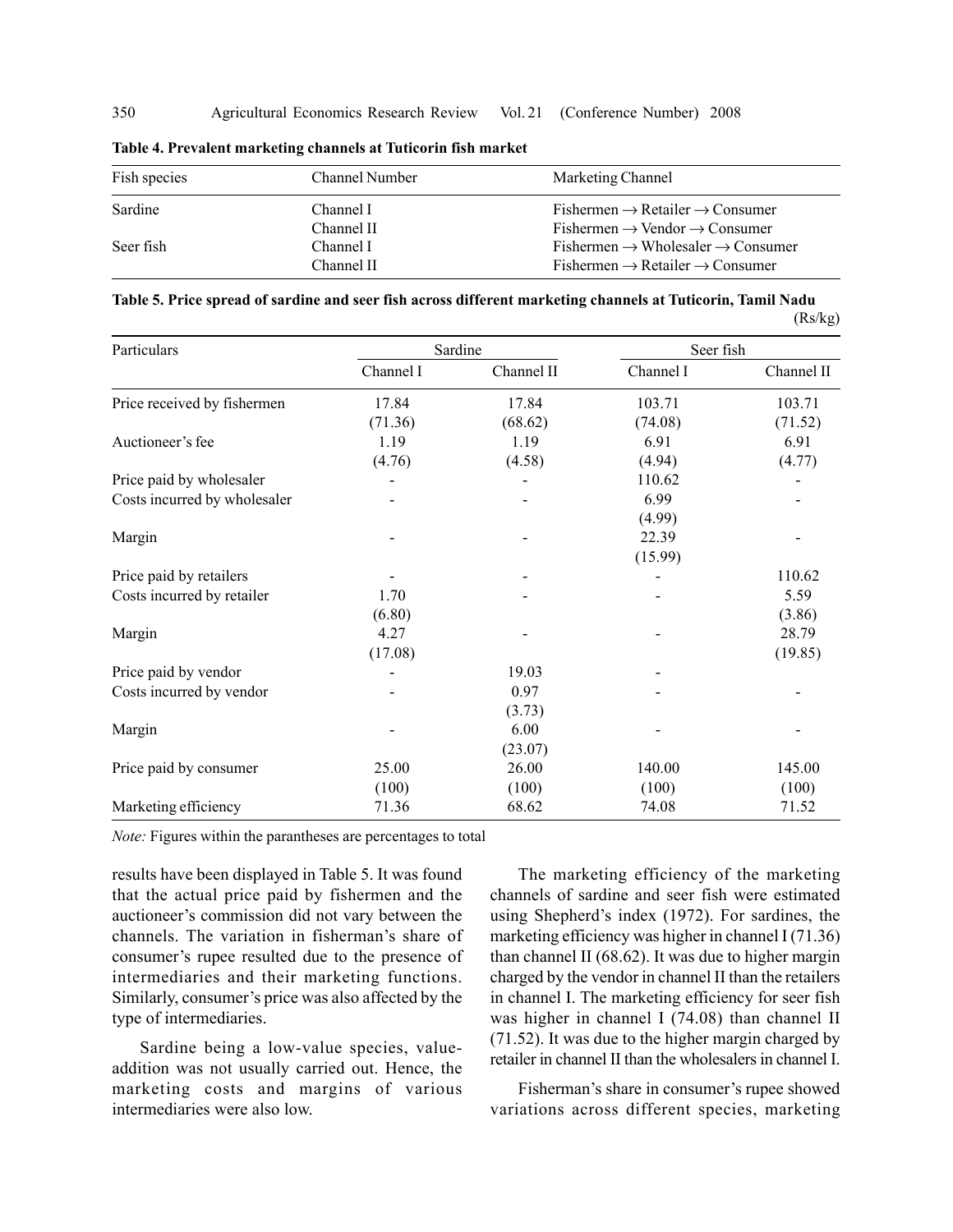**Table 4. Prevalent marketing channels at Tuticorin fish market**

| Fish species | Channel Number | Marketing Channel |
|---|---|---|
| Sardine | Channel I | Fishermen → Retailer → Consumer |
| | Channel II | Fishermen → Vendor → Consumer |
| Seer fish | Channel I | Fishermen → Wholesaler → Consumer |
| | Channel II | Fishermen → Retailer → Consumer |

**Table 5. Price spread of sardine and seer fish across different marketing channels at Tuticorin, Tamil Nadu**

(Rs/kg)

| Particulars | Sardine | | Seer fish | |
|---|---|---|---|---|
| | Channel I | Channel II | Channel I | Channel II |
| Price received by fishermen | 17.84 (71.36) | 17.84 (68.62) | 103.71 (74.08) | 103.71 (71.52) |
| Auctioneer's fee | 1.19 (4.76) | 1.19 (4.58) | 6.91 (4.94) | 6.91 (4.77) |
| Price paid by wholesaler | - | - | 110.62 | - |
| Costs incurred by wholesaler | - | - | 6.99 (4.99) | - |
| Margin | - | - | 22.39 (15.99) | - |
| Price paid by retailers | - | - | - | 110.62 |
| Costs incurred by retailer | 1.70 (6.80) | - | - | 5.59 (3.86) |
| Margin | 4.27 (17.08) | - | - | 28.79 (19.85) |
| Price paid by vendor | - | 19.03 | - | |
| Costs incurred by vendor | - | 0.97 (3.73) | - | - |
| Margin | - | 6.00 (23.07) | - | - |
| Price paid by consumer | 25.00 (100) | 26.00 (100) | 140.00 (100) | 145.00 (100) |
| Marketing efficiency | 71.36 | 68.62 | 74.08 | 71.52 |

*Note:* Figures within the parantheses are percentages to total

results have been displayed in Table 5. It was found that the actual price paid by fishermen and the auctioneer's commission did not vary between the channels. The variation in fisherman's share of consumer's rupee resulted due to the presence of intermediaries and their marketing functions. Similarly, consumer's price was also affected by the type of intermediaries.

Sardine being a low-value species, value-addition was not usually carried out. Hence, the marketing costs and margins of various intermediaries were also low.

The marketing efficiency of the marketing channels of sardine and seer fish were estimated using Shepherd's index (1972). For sardines, the marketing efficiency was higher in channel I (71.36) than channel II (68.62). It was due to higher margin charged by the vendor in channel II than the retailers in channel I. The marketing efficiency for seer fish was higher in channel I (74.08) than channel II (71.52). It was due to the higher margin charged by retailer in channel II than the wholesalers in channel I.

Fisherman's share in consumer's rupee showed variations across different species, marketing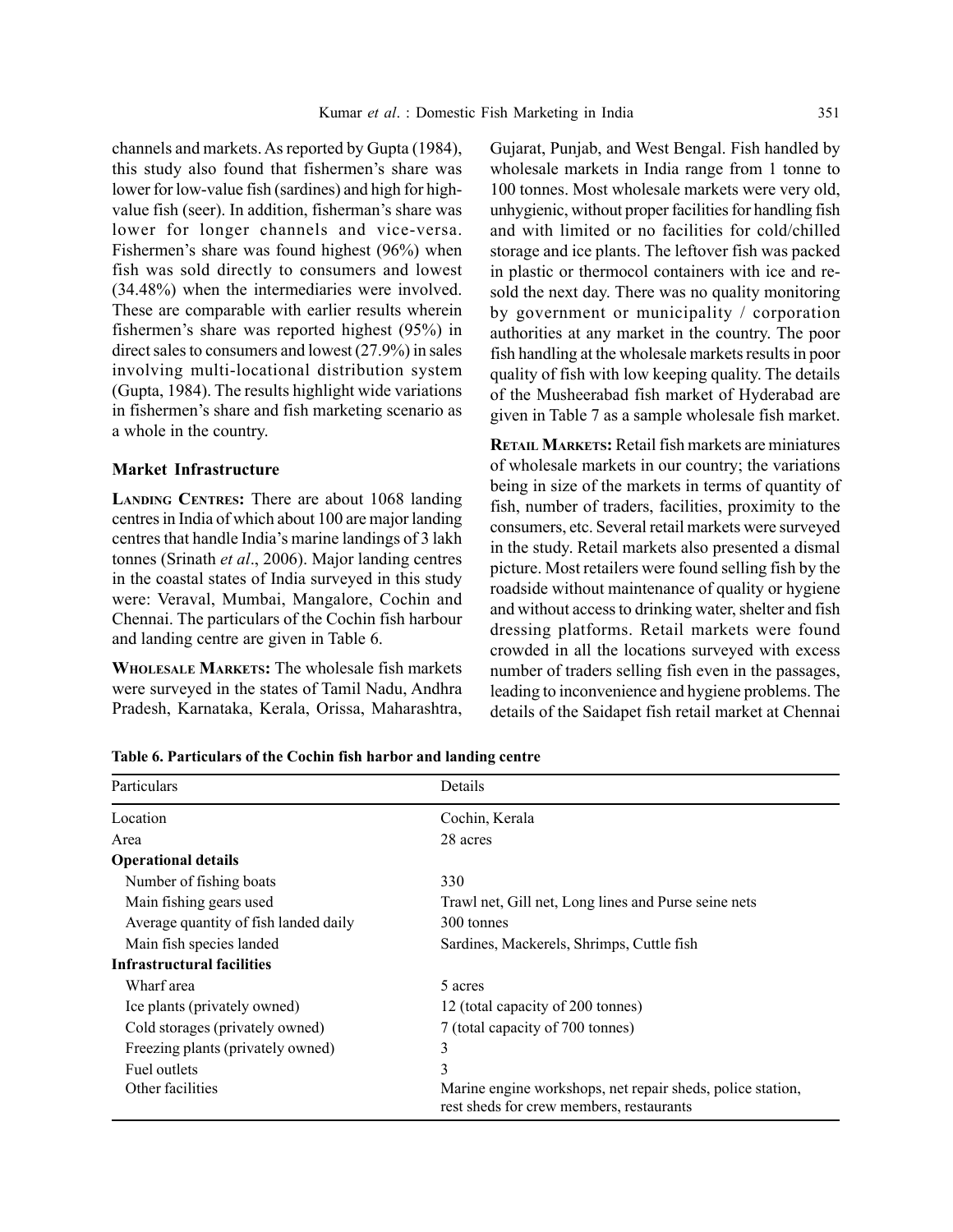channels and markets. As reported by Gupta (1984), this study also found that fishermen's share was lower for low-value fish (sardines) and high for high-value fish (seer). In addition, fisherman's share was lower for longer channels and vice-versa. Fishermen's share was found highest (96%) when fish was sold directly to consumers and lowest (34.48%) when the intermediaries were involved. These are comparable with earlier results wherein fishermen's share was reported highest (95%) in direct sales to consumers and lowest (27.9%) in sales involving multi-locational distribution system (Gupta, 1984). The results highlight wide variations in fishermen's share and fish marketing scenario as a whole in the country.

### Market Infrastructure

**Landing Centres:** There are about 1068 landing centres in India of which about 100 are major landing centres that handle India's marine landings of 3 lakh tonnes (Srinath *et al*., 2006). Major landing centres in the coastal states of India surveyed in this study were: Veraval, Mumbai, Mangalore, Cochin and Chennai. The particulars of the Cochin fish harbour and landing centre are given in Table 6.

**Wholesale Markets:** The wholesale fish markets were surveyed in the states of Tamil Nadu, Andhra Pradesh, Karnataka, Kerala, Orissa, Maharashtra, Gujarat, Punjab, and West Bengal. Fish handled by wholesale markets in India range from 1 tonne to 100 tonnes. Most wholesale markets were very old, unhygienic, without proper facilities for handling fish and with limited or no facilities for cold/chilled storage and ice plants. The leftover fish was packed in plastic or thermocol containers with ice and re-sold the next day. There was no quality monitoring by government or municipality / corporation authorities at any market in the country. The poor fish handling at the wholesale markets results in poor quality of fish with low keeping quality. The details of the Musheerabad fish market of Hyderabad are given in Table 7 as a sample wholesale fish market.

**Retail Markets:** Retail fish markets are miniatures of wholesale markets in our country; the variations being in size of the markets in terms of quantity of fish, number of traders, facilities, proximity to the consumers, etc. Several retail markets were surveyed in the study. Retail markets also presented a dismal picture. Most retailers were found selling fish by the roadside without maintenance of quality or hygiene and without access to drinking water, shelter and fish dressing platforms. Retail markets were found crowded in all the locations surveyed with excess number of traders selling fish even in the passages, leading to inconvenience and hygiene problems. The details of the Saidapet fish retail market at Chennai

**Table 6. Particulars of the Cochin fish harbor and landing centre**

| Particulars | Details |
|---|---|
| Location | Cochin, Kerala |
| Area | 28 acres |
| **Operational details** | |
| Number of fishing boats | 330 |
| Main fishing gears used | Trawl net, Gill net, Long lines and Purse seine nets |
| Average quantity of fish landed daily | 300 tonnes |
| Main fish species landed | Sardines, Mackerels, Shrimps, Cuttle fish |
| **Infrastructural facilities** | |
| Wharf area | 5 acres |
| Ice plants (privately owned) | 12 (total capacity of 200 tonnes) |
| Cold storages (privately owned) | 7 (total capacity of 700 tonnes) |
| Freezing plants (privately owned) | 3 |
| Fuel outlets | 3 |
| Other facilities | Marine engine workshops, net repair sheds, police station, rest sheds for crew members, restaurants |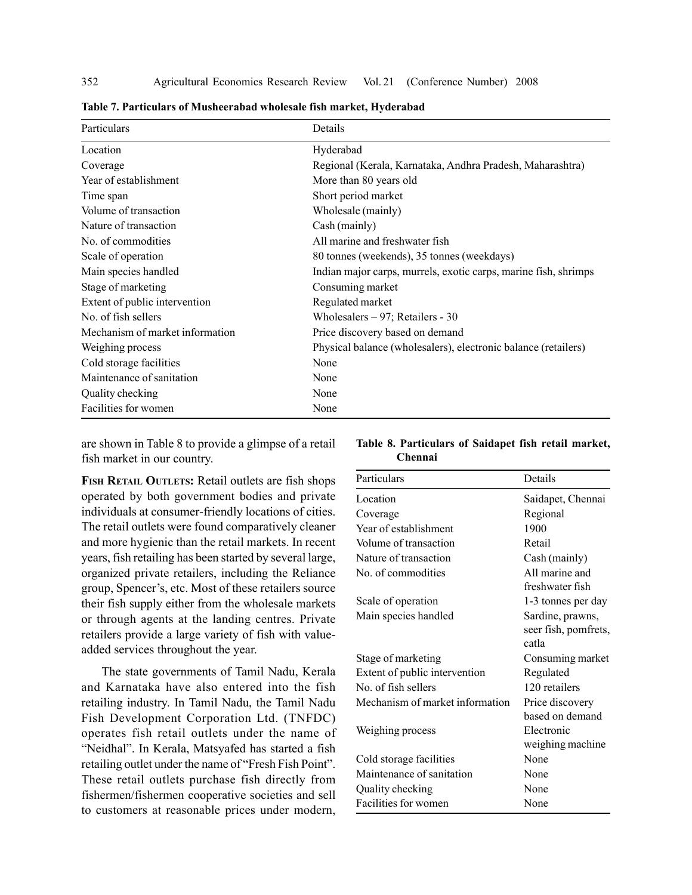**Table 7. Particulars of Musheerabad wholesale fish market, Hyderabad**

| Particulars | Details |
|---|---|
| Location | Hyderabad |
| Coverage | Regional (Kerala, Karnataka, Andhra Pradesh, Maharashtra) |
| Year of establishment | More than 80 years old |
| Time span | Short period market |
| Volume of transaction | Wholesale (mainly) |
| Nature of transaction | Cash (mainly) |
| No. of commodities | All marine and freshwater fish |
| Scale of operation | 80 tonnes (weekends), 35 tonnes (weekdays) |
| Main species handled | Indian major carps, murrels, exotic carps, marine fish, shrimps |
| Stage of marketing | Consuming market |
| Extent of public intervention | Regulated market |
| No. of fish sellers | Wholesalers – 97; Retailers - 30 |
| Mechanism of market information | Price discovery based on demand |
| Weighing process | Physical balance (wholesalers), electronic balance (retailers) |
| Cold storage facilities | None |
| Maintenance of sanitation | None |
| Quality checking | None |
| Facilities for women | None |

are shown in Table 8 to provide a glimpse of a retail fish market in our country.

**Fish Retail Outlets:** Retail outlets are fish shops operated by both government bodies and private individuals at consumer-friendly locations of cities. The retail outlets were found comparatively cleaner and more hygienic than the retail markets. In recent years, fish retailing has been started by several large, organized private retailers, including the Reliance group, Spencer's, etc. Most of these retailers source their fish supply either from the wholesale markets or through agents at the landing centres. Private retailers provide a large variety of fish with value-added services throughout the year.

The state governments of Tamil Nadu, Kerala and Karnataka have also entered into the fish retailing industry. In Tamil Nadu, the Tamil Nadu Fish Development Corporation Ltd. (TNFDC) operates fish retail outlets under the name of "Neidhal". In Kerala, Matsyafed has started a fish retailing outlet under the name of "Fresh Fish Point". These retail outlets purchase fish directly from fishermen/fishermen cooperative societies and sell to customers at reasonable prices under modern,

**Table 8. Particulars of Saidapet fish retail market, Chennai**

| Particulars | Details |
|---|---|
| Location | Saidapet, Chennai |
| Coverage | Regional |
| Year of establishment | 1900 |
| Volume of transaction | Retail |
| Nature of transaction | Cash (mainly) |
| No. of commodities | All marine and freshwater fish |
| Scale of operation | 1-3 tonnes per day |
| Main species handled | Sardine, prawns, seer fish, pomfrets, catla |
| Stage of marketing | Consuming market |
| Extent of public intervention | Regulated |
| No. of fish sellers | 120 retailers |
| Mechanism of market information | Price discovery based on demand |
| Weighing process | Electronic weighing machine |
| Cold storage facilities | None |
| Maintenance of sanitation | None |
| Quality checking | None |
| Facilities for women | None |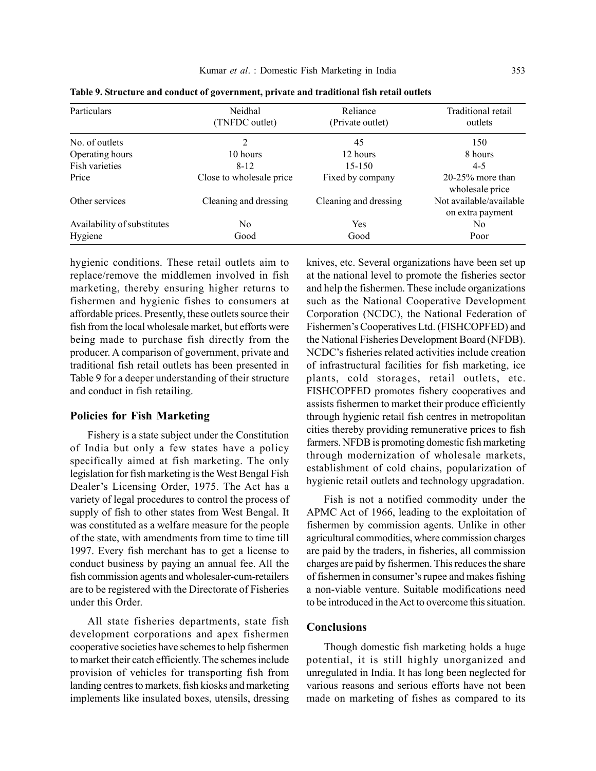**Table 9. Structure and conduct of government, private and traditional fish retail outlets**

| Particulars | Neidhal (TNFDC outlet) | Reliance (Private outlet) | Traditional retail outlets |
|---|---|---|---|
| No. of outlets | 2 | 45 | 150 |
| Operating hours | 10 hours | 12 hours | 8 hours |
| Fish varieties | 8-12 | 15-150 | 4-5 |
| Price | Close to wholesale price | Fixed by company | 20-25% more than wholesale price |
| Other services | Cleaning and dressing | Cleaning and dressing | Not available/available on extra payment |
| Availability of substitutes | No | Yes | No |
| Hygiene | Good | Good | Poor |

hygienic conditions. These retail outlets aim to replace/remove the middlemen involved in fish marketing, thereby ensuring higher returns to fishermen and hygienic fishes to consumers at affordable prices. Presently, these outlets source their fish from the local wholesale market, but efforts were being made to purchase fish directly from the producer. A comparison of government, private and traditional fish retail outlets has been presented in Table 9 for a deeper understanding of their structure and conduct in fish retailing.

## Policies for Fish Marketing

Fishery is a state subject under the Constitution of India but only a few states have a policy specifically aimed at fish marketing. The only legislation for fish marketing is the West Bengal Fish Dealer's Licensing Order, 1975. The Act has a variety of legal procedures to control the process of supply of fish to other states from West Bengal. It was constituted as a welfare measure for the people of the state, with amendments from time to time till 1997. Every fish merchant has to get a license to conduct business by paying an annual fee. All the fish commission agents and wholesaler-cum-retailers are to be registered with the Directorate of Fisheries under this Order.

All state fisheries departments, state fish development corporations and apex fishermen cooperative societies have schemes to help fishermen to market their catch efficiently. The schemes include provision of vehicles for transporting fish from landing centres to markets, fish kiosks and marketing implements like insulated boxes, utensils, dressing knives, etc. Several organizations have been set up at the national level to promote the fisheries sector and help the fishermen. These include organizations such as the National Cooperative Development Corporation (NCDC), the National Federation of Fishermen's Cooperatives Ltd. (FISHCOPFED) and the National Fisheries Development Board (NFDB). NCDC's fisheries related activities include creation of infrastructural facilities for fish marketing, ice plants, cold storages, retail outlets, etc. FISHCOPFED promotes fishery cooperatives and assists fishermen to market their produce efficiently through hygienic retail fish centres in metropolitan cities thereby providing remunerative prices to fish farmers. NFDB is promoting domestic fish marketing through modernization of wholesale markets, establishment of cold chains, popularization of hygienic retail outlets and technology upgradation.

Fish is not a notified commodity under the APMC Act of 1966, leading to the exploitation of fishermen by commission agents. Unlike in other agricultural commodities, where commission charges are paid by the traders, in fisheries, all commission charges are paid by fishermen. This reduces the share of fishermen in consumer's rupee and makes fishing a non-viable venture. Suitable modifications need to be introduced in the Act to overcome this situation.

## Conclusions

Though domestic fish marketing holds a huge potential, it is still highly unorganized and unregulated in India. It has long been neglected for various reasons and serious efforts have not been made on marketing of fishes as compared to its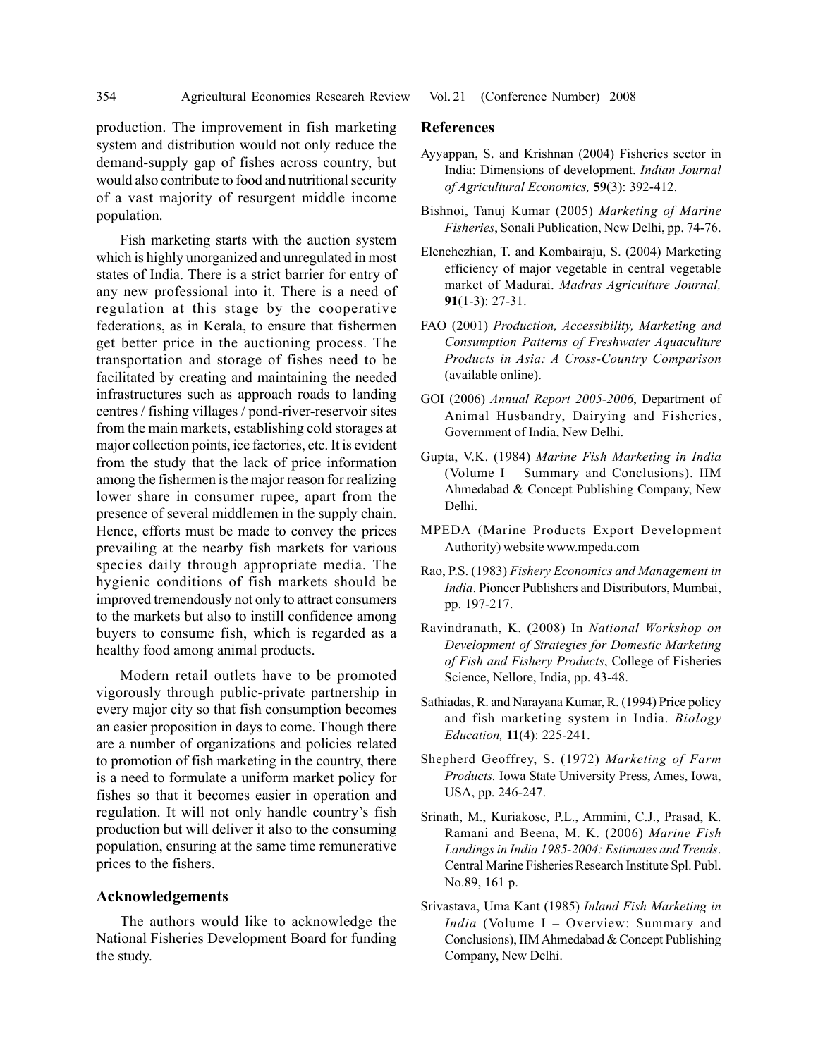production. The improvement in fish marketing system and distribution would not only reduce the demand-supply gap of fishes across country, but would also contribute to food and nutritional security of a vast majority of resurgent middle income population.

Fish marketing starts with the auction system which is highly unorganized and unregulated in most states of India. There is a strict barrier for entry of any new professional into it. There is a need of regulation at this stage by the cooperative federations, as in Kerala, to ensure that fishermen get better price in the auctioning process. The transportation and storage of fishes need to be facilitated by creating and maintaining the needed infrastructures such as approach roads to landing centres / fishing villages / pond-river-reservoir sites from the main markets, establishing cold storages at major collection points, ice factories, etc. It is evident from the study that the lack of price information among the fishermen is the major reason for realizing lower share in consumer rupee, apart from the presence of several middlemen in the supply chain. Hence, efforts must be made to convey the prices prevailing at the nearby fish markets for various species daily through appropriate media. The hygienic conditions of fish markets should be improved tremendously not only to attract consumers to the markets but also to instill confidence among buyers to consume fish, which is regarded as a healthy food among animal products.

Modern retail outlets have to be promoted vigorously through public-private partnership in every major city so that fish consumption becomes an easier proposition in days to come. Though there are a number of organizations and policies related to promotion of fish marketing in the country, there is a need to formulate a uniform market policy for fishes so that it becomes easier in operation and regulation. It will not only handle country's fish production but will deliver it also to the consuming population, ensuring at the same time remunerative prices to the fishers.

## Acknowledgements

The authors would like to acknowledge the National Fisheries Development Board for funding the study.

## References

Ayyappan, S. and Krishnan (2004) Fisheries sector in India: Dimensions of development. *Indian Journal of Agricultural Economics,* **59**(3): 392-412.

Bishnoi, Tanuj Kumar (2005) *Marketing of Marine Fisheries*, Sonali Publication, New Delhi, pp. 74-76.

Elenchezhian, T. and Kombairaju, S. (2004) Marketing efficiency of major vegetable in central vegetable market of Madurai. *Madras Agriculture Journal,* **91**(1-3): 27-31.

FAO (2001) *Production, Accessibility, Marketing and Consumption Patterns of Freshwater Aquaculture Products in Asia: A Cross-Country Comparison* (available online).

GOI (2006) *Annual Report 2005-2006*, Department of Animal Husbandry, Dairying and Fisheries, Government of India, New Delhi.

Gupta, V.K. (1984) *Marine Fish Marketing in India* (Volume I – Summary and Conclusions). IIM Ahmedabad & Concept Publishing Company, New Delhi.

MPEDA (Marine Products Export Development Authority) website www.mpeda.com

Rao, P.S. (1983) *Fishery Economics and Management in India*. Pioneer Publishers and Distributors, Mumbai, pp. 197-217.

Ravindranath, K. (2008) In *National Workshop on Development of Strategies for Domestic Marketing of Fish and Fishery Products*, College of Fisheries Science, Nellore, India, pp. 43-48.

Sathiadas, R. and Narayana Kumar, R. (1994) Price policy and fish marketing system in India. *Biology Education,* **11**(4): 225-241.

Shepherd Geoffrey, S. (1972) *Marketing of Farm Products.* Iowa State University Press, Ames, Iowa, USA, pp. 246-247.

Srinath, M., Kuriakose, P.L., Ammini, C.J., Prasad, K. Ramani and Beena, M. K. (2006) *Marine Fish Landings in India 1985-2004: Estimates and Trends*. Central Marine Fisheries Research Institute Spl. Publ. No.89, 161 p.

Srivastava, Uma Kant (1985) *Inland Fish Marketing in India* (Volume I – Overview: Summary and Conclusions), IIM Ahmedabad & Concept Publishing Company, New Delhi.